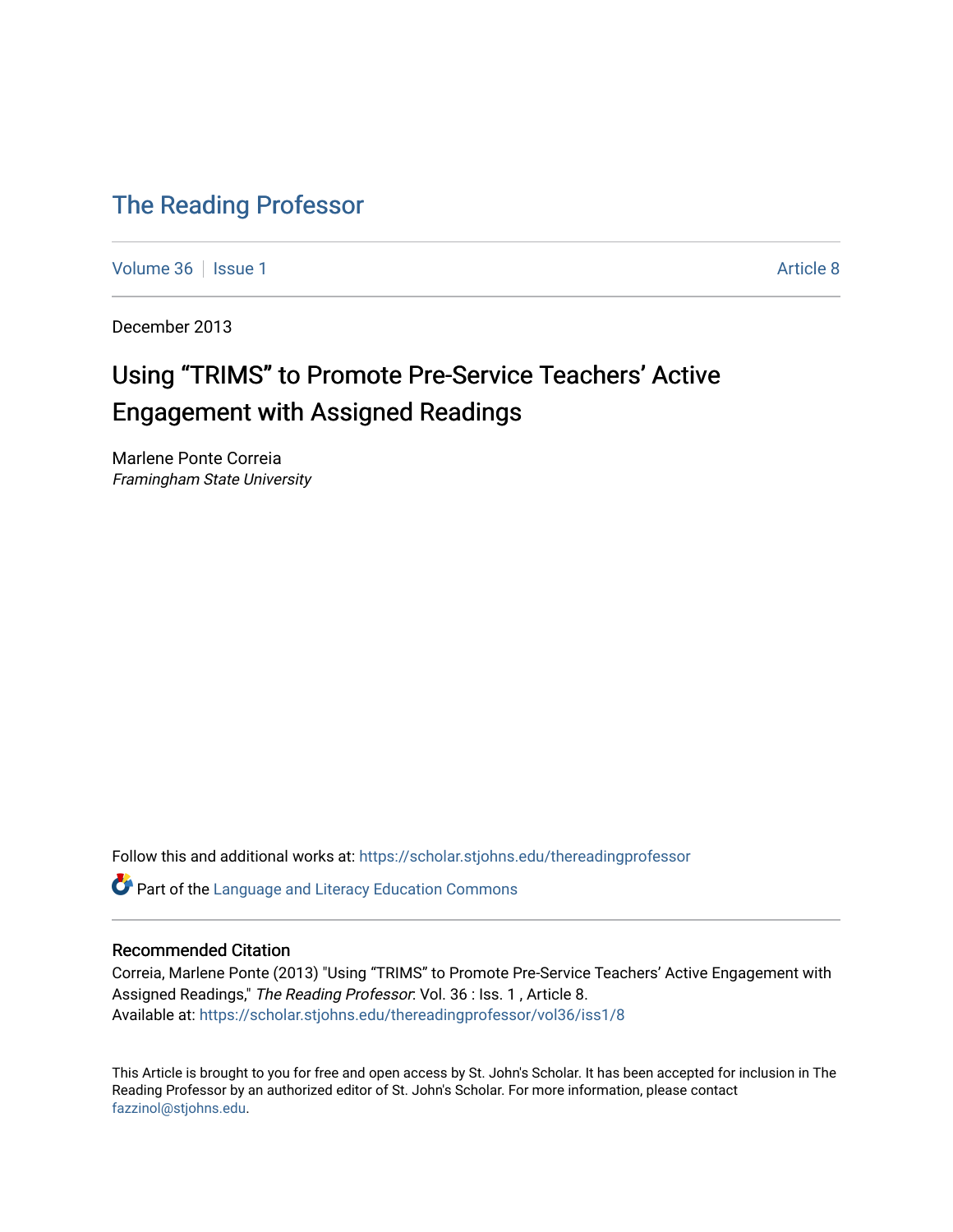# The Reading Professor

Volume 36 | Issue 1 | Article 8

December 2013

## Using "TRIMS" to Promote Pre-Service Teachers' Active Engagement with Assigned Readings

Marlene Ponte Correia
*Framingham State University*

Follow this and additional works at: https://scholar.stjohns.edu/thereadingprofessor

Part of the Language and Literacy Education Commons

### Recommended Citation

Correia, Marlene Ponte (2013) "Using "TRIMS" to Promote Pre-Service Teachers' Active Engagement with Assigned Readings," *The Reading Professor*: Vol. 36 : Iss. 1 , Article 8.
Available at: https://scholar.stjohns.edu/thereadingprofessor/vol36/iss1/8

This Article is brought to you for free and open access by St. John's Scholar. It has been accepted for inclusion in The Reading Professor by an authorized editor of St. John's Scholar. For more information, please contact fazzinol@stjohns.edu.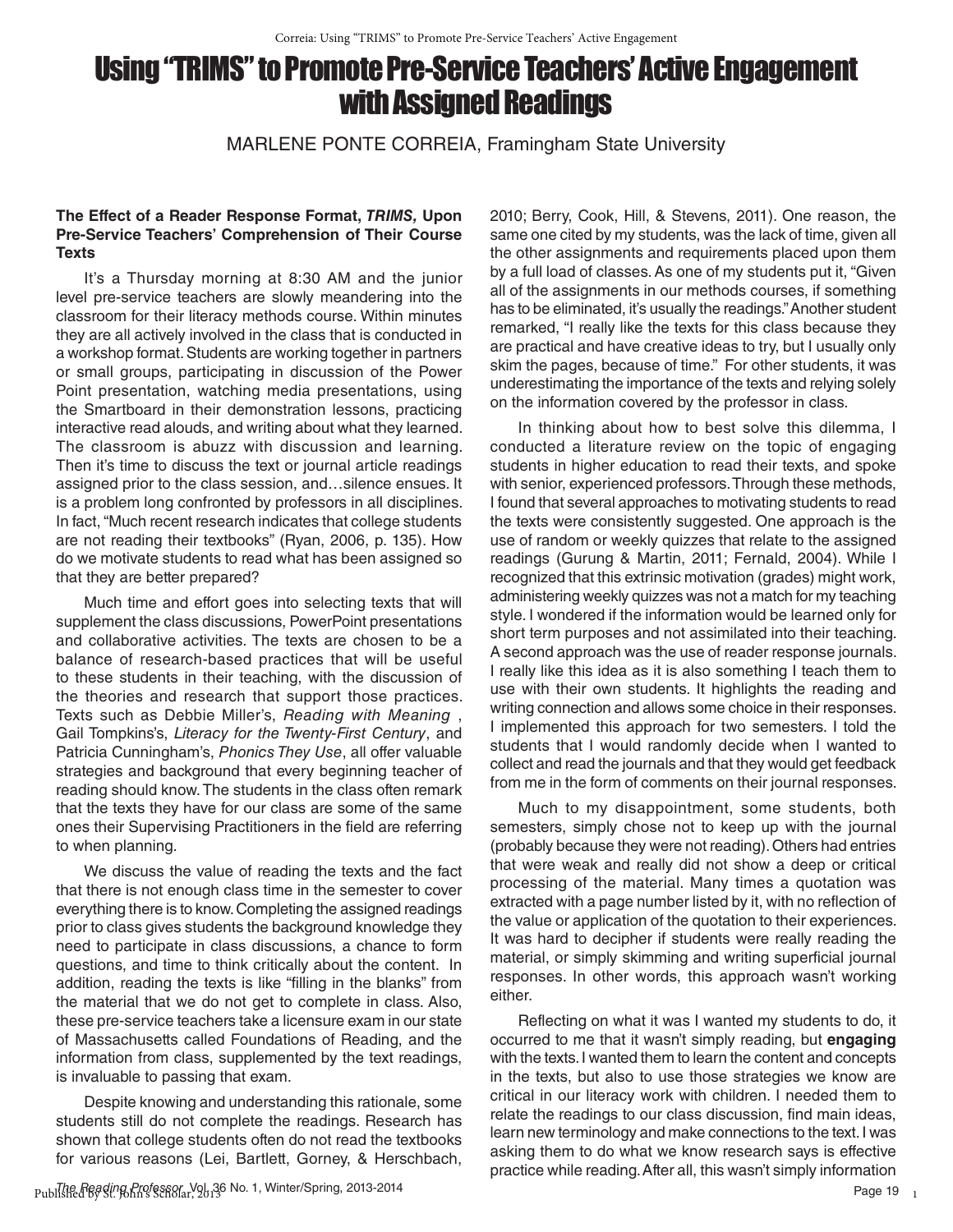# Using "TRIMS" to Promote Pre-Service Teachers' Active Engagement with Assigned Readings

MARLENE PONTE CORREIA, Framingham State University

### The Effect of a Reader Response Format, *TRIMS,* Upon Pre-Service Teachers' Comprehension of Their Course Texts

It's a Thursday morning at 8:30 AM and the junior level pre-service teachers are slowly meandering into the classroom for their literacy methods course. Within minutes they are all actively involved in the class that is conducted in a workshop format. Students are working together in partners or small groups, participating in discussion of the Power Point presentation, watching media presentations, using the Smartboard in their demonstration lessons, practicing interactive read alouds, and writing about what they learned. The classroom is abuzz with discussion and learning. Then it's time to discuss the text or journal article readings assigned prior to the class session, and…silence ensues. It is a problem long confronted by professors in all disciplines. In fact, "Much recent research indicates that college students are not reading their textbooks" (Ryan, 2006, p. 135). How do we motivate students to read what has been assigned so that they are better prepared?

Much time and effort goes into selecting texts that will supplement the class discussions, PowerPoint presentations and collaborative activities. The texts are chosen to be a balance of research-based practices that will be useful to these students in their teaching, with the discussion of the theories and research that support those practices. Texts such as Debbie Miller's, *Reading with Meaning* , Gail Tompkins's, *Literacy for the Twenty-First Century*, and Patricia Cunningham's, *Phonics They Use*, all offer valuable strategies and background that every beginning teacher of reading should know. The students in the class often remark that the texts they have for our class are some of the same ones their Supervising Practitioners in the field are referring to when planning.

We discuss the value of reading the texts and the fact that there is not enough class time in the semester to cover everything there is to know. Completing the assigned readings prior to class gives students the background knowledge they need to participate in class discussions, a chance to form questions, and time to think critically about the content. In addition, reading the texts is like "filling in the blanks" from the material that we do not get to complete in class. Also, these pre-service teachers take a licensure exam in our state of Massachusetts called Foundations of Reading, and the information from class, supplemented by the text readings, is invaluable to passing that exam.

Despite knowing and understanding this rationale, some students still do not complete the readings. Research has shown that college students often do not read the textbooks for various reasons (Lei, Bartlett, Gorney, & Herschbach, 2010; Berry, Cook, Hill, & Stevens, 2011). One reason, the same one cited by my students, was the lack of time, given all the other assignments and requirements placed upon them by a full load of classes. As one of my students put it, "Given all of the assignments in our methods courses, if something has to be eliminated, it's usually the readings." Another student remarked, "I really like the texts for this class because they are practical and have creative ideas to try, but I usually only skim the pages, because of time." For other students, it was underestimating the importance of the texts and relying solely on the information covered by the professor in class.

In thinking about how to best solve this dilemma, I conducted a literature review on the topic of engaging students in higher education to read their texts, and spoke with senior, experienced professors. Through these methods, I found that several approaches to motivating students to read the texts were consistently suggested. One approach is the use of random or weekly quizzes that relate to the assigned readings (Gurung & Martin, 2011; Fernald, 2004). While I recognized that this extrinsic motivation (grades) might work, administering weekly quizzes was not a match for my teaching style. I wondered if the information would be learned only for short term purposes and not assimilated into their teaching. A second approach was the use of reader response journals. I really like this idea as it is also something I teach them to use with their own students. It highlights the reading and writing connection and allows some choice in their responses. I implemented this approach for two semesters. I told the students that I would randomly decide when I wanted to collect and read the journals and that they would get feedback from me in the form of comments on their journal responses.

Much to my disappointment, some students, both semesters, simply chose not to keep up with the journal (probably because they were not reading). Others had entries that were weak and really did not show a deep or critical processing of the material. Many times a quotation was extracted with a page number listed by it, with no reflection of the value or application of the quotation to their experiences. It was hard to decipher if students were really reading the material, or simply skimming and writing superficial journal responses. In other words, this approach wasn't working either.

Reflecting on what it was I wanted my students to do, it occurred to me that it wasn't simply reading, but **engaging** with the texts. I wanted them to learn the content and concepts in the texts, but also to use those strategies we know are critical in our literacy work with children. I needed them to relate the readings to our class discussion, find main ideas, learn new terminology and make connections to the text. I was asking them to do what we know research says is effective practice while reading. After all, this wasn't simply information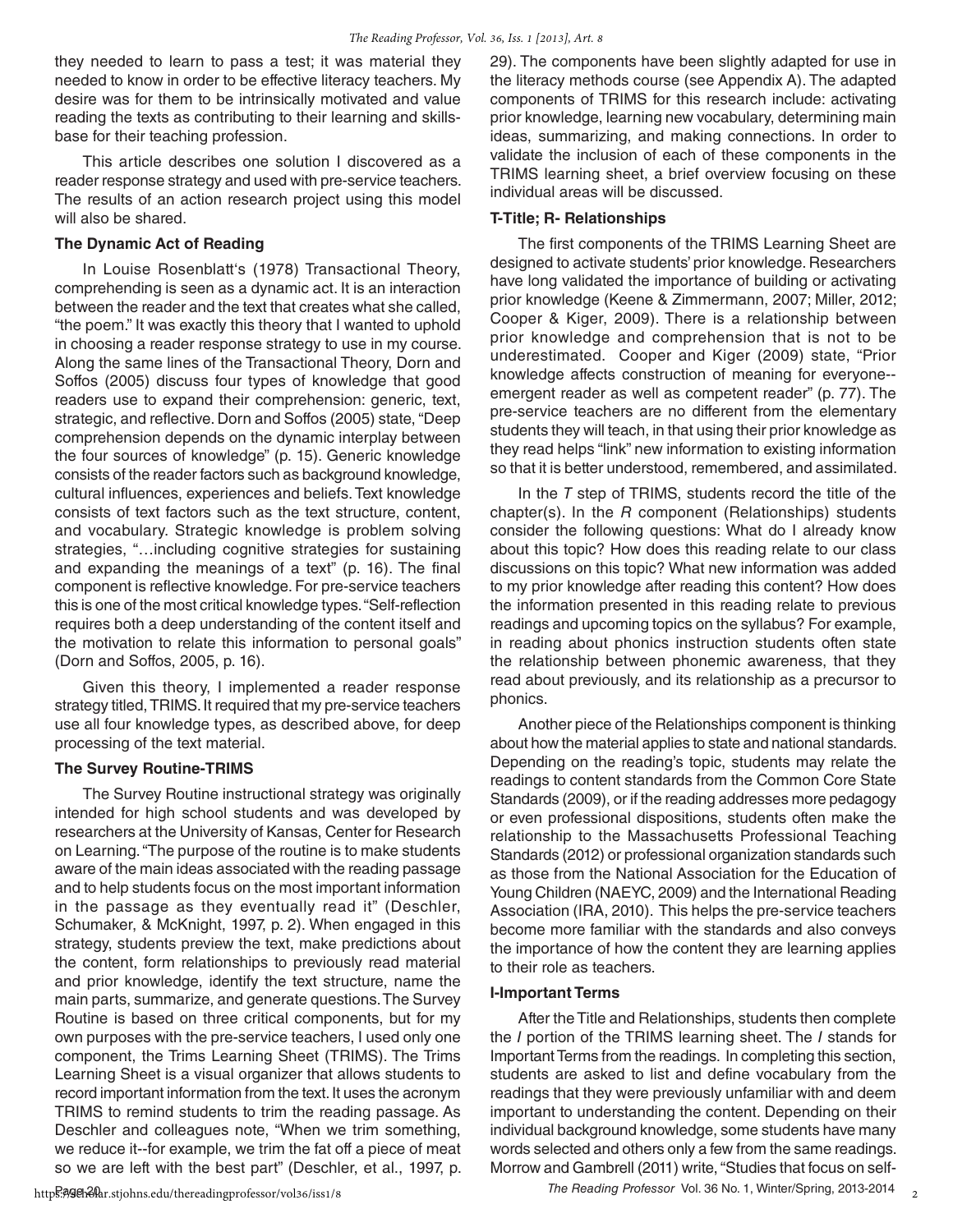they needed to learn to pass a test; it was material they needed to know in order to be effective literacy teachers. My desire was for them to be intrinsically motivated and value reading the texts as contributing to their learning and skills-base for their teaching profession.

This article describes one solution I discovered as a reader response strategy and used with pre-service teachers. The results of an action research project using this model will also be shared.

### The Dynamic Act of Reading

In Louise Rosenblatt's (1978) Transactional Theory, comprehending is seen as a dynamic act. It is an interaction between the reader and the text that creates what she called, "the poem." It was exactly this theory that I wanted to uphold in choosing a reader response strategy to use in my course. Along the same lines of the Transactional Theory, Dorn and Soffos (2005) discuss four types of knowledge that good readers use to expand their comprehension: generic, text, strategic, and reflective. Dorn and Soffos (2005) state, "Deep comprehension depends on the dynamic interplay between the four sources of knowledge" (p. 15). Generic knowledge consists of the reader factors such as background knowledge, cultural influences, experiences and beliefs. Text knowledge consists of text factors such as the text structure, content, and vocabulary. Strategic knowledge is problem solving strategies, "…including cognitive strategies for sustaining and expanding the meanings of a text" (p. 16). The final component is reflective knowledge. For pre-service teachers this is one of the most critical knowledge types. "Self-reflection requires both a deep understanding of the content itself and the motivation to relate this information to personal goals" (Dorn and Soffos, 2005, p. 16).

Given this theory, I implemented a reader response strategy titled, TRIMS. It required that my pre-service teachers use all four knowledge types, as described above, for deep processing of the text material.

### The Survey Routine-TRIMS

The Survey Routine instructional strategy was originally intended for high school students and was developed by researchers at the University of Kansas, Center for Research on Learning. "The purpose of the routine is to make students aware of the main ideas associated with the reading passage and to help students focus on the most important information in the passage as they eventually read it" (Deschler, Schumaker, & McKnight, 1997, p. 2). When engaged in this strategy, students preview the text, make predictions about the content, form relationships to previously read material and prior knowledge, identify the text structure, name the main parts, summarize, and generate questions. The Survey Routine is based on three critical components, but for my own purposes with the pre-service teachers, I used only one component, the Trims Learning Sheet (TRIMS). The Trims Learning Sheet is a visual organizer that allows students to record important information from the text. It uses the acronym TRIMS to remind students to trim the reading passage. As Deschler and colleagues note, "When we trim something, we reduce it--for example, we trim the fat off a piece of meat so we are left with the best part" (Deschler, et al., 1997, p. 29). The components have been slightly adapted for use in the literacy methods course (see Appendix A). The adapted components of TRIMS for this research include: activating prior knowledge, learning new vocabulary, determining main ideas, summarizing, and making connections. In order to validate the inclusion of each of these components in the TRIMS learning sheet, a brief overview focusing on these individual areas will be discussed.

### T-Title; R- Relationships

The first components of the TRIMS Learning Sheet are designed to activate students' prior knowledge. Researchers have long validated the importance of building or activating prior knowledge (Keene & Zimmermann, 2007; Miller, 2012; Cooper & Kiger, 2009). There is a relationship between prior knowledge and comprehension that is not to be underestimated. Cooper and Kiger (2009) state, "Prior knowledge affects construction of meaning for everyone--emergent reader as well as competent reader" (p. 77). The pre-service teachers are no different from the elementary students they will teach, in that using their prior knowledge as they read helps "link" new information to existing information so that it is better understood, remembered, and assimilated.

In the *T* step of TRIMS, students record the title of the chapter(s). In the *R* component (Relationships) students consider the following questions: What do I already know about this topic? How does this reading relate to our class discussions on this topic? What new information was added to my prior knowledge after reading this content? How does the information presented in this reading relate to previous readings and upcoming topics on the syllabus? For example, in reading about phonics instruction students often state the relationship between phonemic awareness, that they read about previously, and its relationship as a precursor to phonics.

Another piece of the Relationships component is thinking about how the material applies to state and national standards. Depending on the reading's topic, students may relate the readings to content standards from the Common Core State Standards (2009), or if the reading addresses more pedagogy or even professional dispositions, students often make the relationship to the Massachusetts Professional Teaching Standards (2012) or professional organization standards such as those from the National Association for the Education of Young Children (NAEYC, 2009) and the International Reading Association (IRA, 2010). This helps the pre-service teachers become more familiar with the standards and also conveys the importance of how the content they are learning applies to their role as teachers.

### I-Important Terms

After the Title and Relationships, students then complete the *I* portion of the TRIMS learning sheet. The *I* stands for Important Terms from the readings. In completing this section, students are asked to list and define vocabulary from the readings that they were previously unfamiliar with and deem important to understanding the content. Depending on their individual background knowledge, some students have many words selected and others only a few from the same readings. Morrow and Gambrell (2011) write, "Studies that focus on self-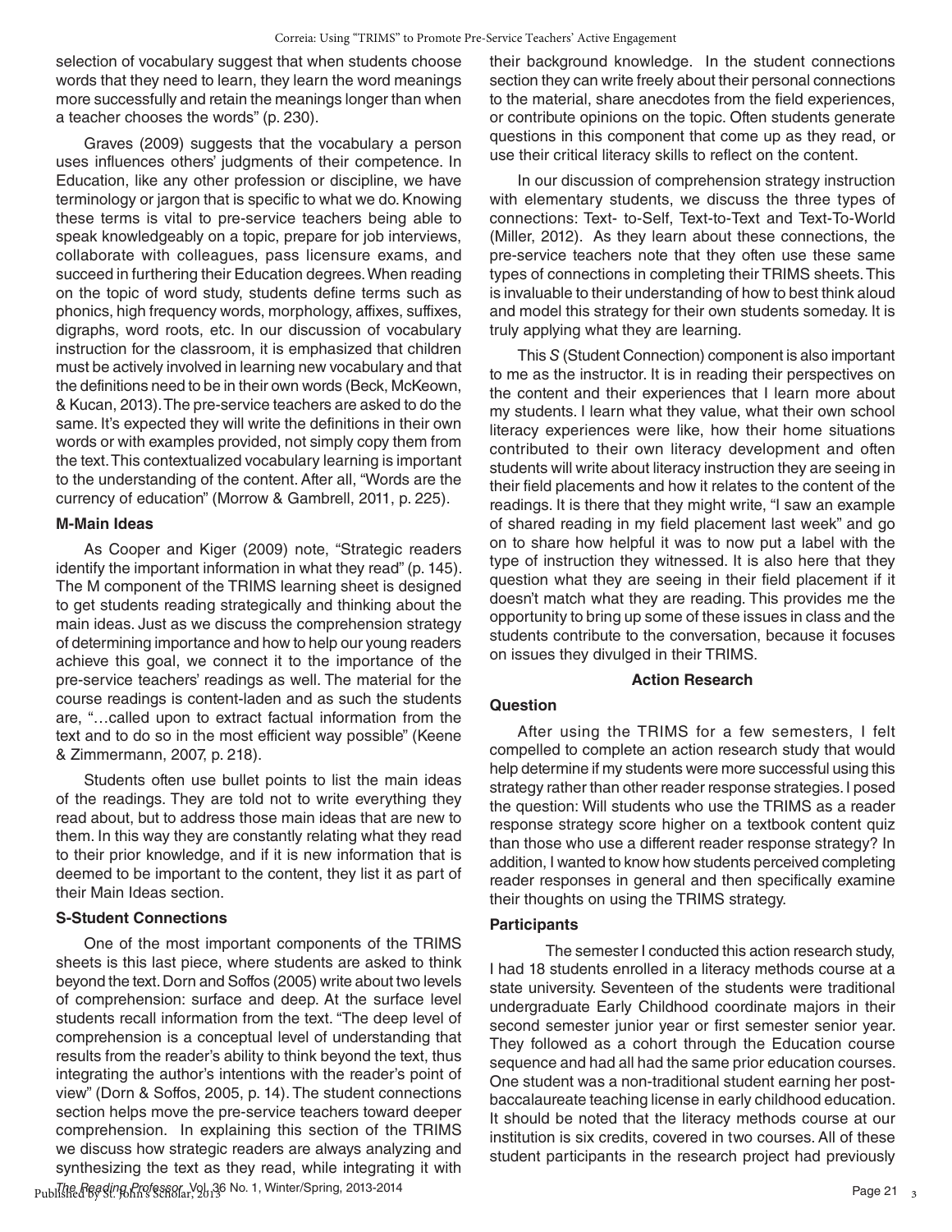selection of vocabulary suggest that when students choose words that they need to learn, they learn the word meanings more successfully and retain the meanings longer than when a teacher chooses the words" (p. 230).

Graves (2009) suggests that the vocabulary a person uses influences others' judgments of their competence. In Education, like any other profession or discipline, we have terminology or jargon that is specific to what we do. Knowing these terms is vital to pre-service teachers being able to speak knowledgeably on a topic, prepare for job interviews, collaborate with colleagues, pass licensure exams, and succeed in furthering their Education degrees. When reading on the topic of word study, students define terms such as phonics, high frequency words, morphology, affixes, suffixes, digraphs, word roots, etc. In our discussion of vocabulary instruction for the classroom, it is emphasized that children must be actively involved in learning new vocabulary and that the definitions need to be in their own words (Beck, McKeown, & Kucan, 2013). The pre-service teachers are asked to do the same. It's expected they will write the definitions in their own words or with examples provided, not simply copy them from the text. This contextualized vocabulary learning is important to the understanding of the content. After all, "Words are the currency of education" (Morrow & Gambrell, 2011, p. 225).

### M-Main Ideas

As Cooper and Kiger (2009) note, "Strategic readers identify the important information in what they read" (p. 145). The M component of the TRIMS learning sheet is designed to get students reading strategically and thinking about the main ideas. Just as we discuss the comprehension strategy of determining importance and how to help our young readers achieve this goal, we connect it to the importance of the pre-service teachers' readings as well. The material for the course readings is content-laden and as such the students are, "…called upon to extract factual information from the text and to do so in the most efficient way possible" (Keene & Zimmermann, 2007, p. 218).

Students often use bullet points to list the main ideas of the readings. They are told not to write everything they read about, but to address those main ideas that are new to them. In this way they are constantly relating what they read to their prior knowledge, and if it is new information that is deemed to be important to the content, they list it as part of their Main Ideas section.

### S-Student Connections

One of the most important components of the TRIMS sheets is this last piece, where students are asked to think beyond the text. Dorn and Soffos (2005) write about two levels of comprehension: surface and deep. At the surface level students recall information from the text. "The deep level of comprehension is a conceptual level of understanding that results from the reader's ability to think beyond the text, thus integrating the author's intentions with the reader's point of view" (Dorn & Soffos, 2005, p. 14). The student connections section helps move the pre-service teachers toward deeper comprehension. In explaining this section of the TRIMS we discuss how strategic readers are always analyzing and synthesizing the text as they read, while integrating it with their background knowledge. In the student connections section they can write freely about their personal connections to the material, share anecdotes from the field experiences, or contribute opinions on the topic. Often students generate questions in this component that come up as they read, or use their critical literacy skills to reflect on the content.

In our discussion of comprehension strategy instruction with elementary students, we discuss the three types of connections: Text- to-Self, Text-to-Text and Text-To-World (Miller, 2012). As they learn about these connections, the pre-service teachers note that they often use these same types of connections in completing their TRIMS sheets. This is invaluable to their understanding of how to best think aloud and model this strategy for their own students someday. It is truly applying what they are learning.

This *S* (Student Connection) component is also important to me as the instructor. It is in reading their perspectives on the content and their experiences that I learn more about my students. I learn what they value, what their own school literacy experiences were like, how their home situations contributed to their own literacy development and often students will write about literacy instruction they are seeing in their field placements and how it relates to the content of the readings. It is there that they might write, "I saw an example of shared reading in my field placement last week" and go on to share how helpful it was to now put a label with the type of instruction they witnessed. It is also here that they question what they are seeing in their field placement if it doesn't match what they are reading. This provides me the opportunity to bring up some of these issues in class and the students contribute to the conversation, because it focuses on issues they divulged in their TRIMS.

## Action Research

### Question

After using the TRIMS for a few semesters, I felt compelled to complete an action research study that would help determine if my students were more successful using this strategy rather than other reader response strategies. I posed the question: Will students who use the TRIMS as a reader response strategy score higher on a textbook content quiz than those who use a different reader response strategy? In addition, I wanted to know how students perceived completing reader responses in general and then specifically examine their thoughts on using the TRIMS strategy.

### Participants

The semester I conducted this action research study, I had 18 students enrolled in a literacy methods course at a state university. Seventeen of the students were traditional undergraduate Early Childhood coordinate majors in their second semester junior year or first semester senior year. They followed as a cohort through the Education course sequence and had all had the same prior education courses. One student was a non-traditional student earning her post-baccalaureate teaching license in early childhood education. It should be noted that the literacy methods course at our institution is six credits, covered in two courses. All of these student participants in the research project had previously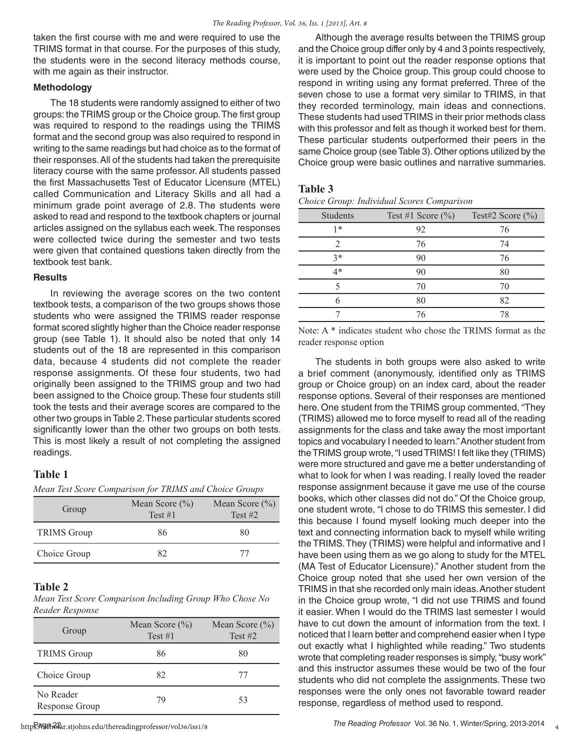taken the first course with me and were required to use the TRIMS format in that course. For the purposes of this study, the students were in the second literacy methods course, with me again as their instructor.

### Methodology

The 18 students were randomly assigned to either of two groups: the TRIMS group or the Choice group. The first group was required to respond to the readings using the TRIMS format and the second group was also required to respond in writing to the same readings but had choice as to the format of their responses. All of the students had taken the prerequisite literacy course with the same professor. All students passed the first Massachusetts Test of Educator Licensure (MTEL) called Communication and Literacy Skills and all had a minimum grade point average of 2.8. The students were asked to read and respond to the textbook chapters or journal articles assigned on the syllabus each week. The responses were collected twice during the semester and two tests were given that contained questions taken directly from the textbook test bank.

### Results

In reviewing the average scores on the two content textbook tests, a comparison of the two groups shows those students who were assigned the TRIMS reader response format scored slightly higher than the Choice reader response group (see Table 1). It should also be noted that only 14 students out of the 18 are represented in this comparison data, because 4 students did not complete the reader response assignments. Of these four students, two had originally been assigned to the TRIMS group and two had been assigned to the Choice group. These four students still took the tests and their average scores are compared to the other two groups in Table 2. These particular students scored significantly lower than the other two groups on both tests. This is most likely a result of not completing the assigned readings.

**Table 1**

*Mean Test Score Comparison for TRIMS and Choice Groups*

| Group | Mean Score (%) Test #1 | Mean Score (%) Test #2 |
|---|---|---|
| TRIMS Group | 86 | 80 |
| Choice Group | 82 | 77 |

**Table 2**

*Mean Test Score Comparison Including Group Who Chose No Reader Response*

| Group | Mean Score (%) Test #1 | Mean Score (%) Test #2 |
|---|---|---|
| TRIMS Group | 86 | 80 |
| Choice Group | 82 | 77 |
| No Reader Response Group | 79 | 53 |

Although the average results between the TRIMS group and the Choice group differ only by 4 and 3 points respectively, it is important to point out the reader response options that were used by the Choice group. This group could choose to respond in writing using any format preferred. Three of the seven chose to use a format very similar to TRIMS, in that they recorded terminology, main ideas and connections. These students had used TRIMS in their prior methods class with this professor and felt as though it worked best for them. These particular students outperformed their peers in the same Choice group (see Table 3). Other options utilized by the Choice group were basic outlines and narrative summaries.

**Table 3**

*Choice Group: Individual Scores Comparison*

| Students | Test #1 Score (%) | Test#2 Score (%) |
|---|---|---|
| 1* | 92 | 76 |
| 2 | 76 | 74 |
| 3* | 90 | 76 |
| 4* | 90 | 80 |
| 5 | 70 | 70 |
| 6 | 80 | 82 |
| 7 | 76 | 78 |

Note: A * indicates student who chose the TRIMS format as the reader response option

The students in both groups were also asked to write a brief comment (anonymously, identified only as TRIMS group or Choice group) on an index card, about the reader response options. Several of their responses are mentioned here. One student from the TRIMS group commented, "They (TRIMS) allowed me to force myself to read all of the reading assignments for the class and take away the most important topics and vocabulary I needed to learn." Another student from the TRIMS group wrote, "I used TRIMS! I felt like they (TRIMS) were more structured and gave me a better understanding of what to look for when I was reading. I really loved the reader response assignment because it gave me use of the course books, which other classes did not do." Of the Choice group, one student wrote, "I chose to do TRIMS this semester. I did this because I found myself looking much deeper into the text and connecting information back to myself while writing the TRIMS. They (TRIMS) were helpful and informative and I have been using them as we go along to study for the MTEL (MA Test of Educator Licensure)." Another student from the Choice group noted that she used her own version of the TRIMS in that she recorded only main ideas. Another student in the Choice group wrote, "I did not use TRIMS and found it easier. When I would do the TRIMS last semester I would have to cut down the amount of information from the text. I noticed that I learn better and comprehend easier when I type out exactly what I highlighted while reading." Two students wrote that completing reader responses is simply, "busy work" and this instructor assumes these would be two of the four students who did not complete the assignments. These two responses were the only ones not favorable toward reader response, regardless of method used to respond.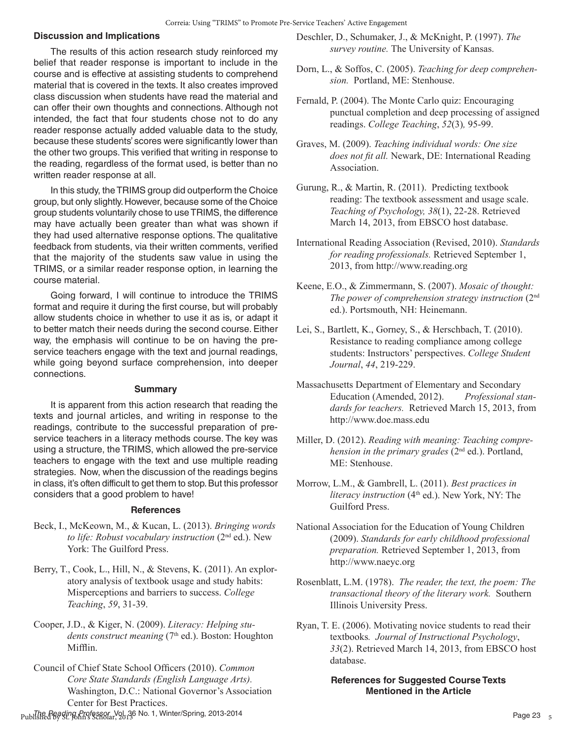## Discussion and Implications

The results of this action research study reinforced my belief that reader response is important to include in the course and is effective at assisting students to comprehend material that is covered in the texts. It also creates improved class discussion when students have read the material and can offer their own thoughts and connections. Although not intended, the fact that four students chose not to do any reader response actually added valuable data to the study, because these students' scores were significantly lower than the other two groups. This verified that writing in response to the reading, regardless of the format used, is better than no written reader response at all.

In this study, the TRIMS group did outperform the Choice group, but only slightly. However, because some of the Choice group students voluntarily chose to use TRIMS, the difference may have actually been greater than what was shown if they had used alternative response options. The qualitative feedback from students, via their written comments, verified that the majority of the students saw value in using the TRIMS, or a similar reader response option, in learning the course material.

Going forward, I will continue to introduce the TRIMS format and require it during the first course, but will probably allow students choice in whether to use it as is, or adapt it to better match their needs during the second course. Either way, the emphasis will continue to be on having the pre-service teachers engage with the text and journal readings, while going beyond surface comprehension, into deeper connections.

## Summary

It is apparent from this action research that reading the texts and journal articles, and writing in response to the readings, contribute to the successful preparation of pre-service teachers in a literacy methods course. The key was using a structure, the TRIMS, which allowed the pre-service teachers to engage with the text and use multiple reading strategies. Now, when the discussion of the readings begins in class, it's often difficult to get them to stop. But this professor considers that a good problem to have!

## References

Beck, I., McKeown, M., & Kucan, L. (2013). *Bringing words to life: Robust vocabulary instruction* (2nd ed.). New York: The Guilford Press.

Berry, T., Cook, L., Hill, N., & Stevens, K. (2011). An exploratory analysis of textbook usage and study habits: Misperceptions and barriers to success. *College Teaching*, *59*, 31-39.

Cooper, J.D., & Kiger, N. (2009). *Literacy: Helping students construct meaning* (7th ed.). Boston: Houghton Mifflin.

Council of Chief State School Officers (2010). *Common Core State Standards (English Language Arts).* Washington, D.C.: National Governor's Association Center for Best Practices.

Deschler, D., Schumaker, J., & McKnight, P. (1997). *The survey routine.* The University of Kansas.

Dorn, L., & Soffos, C. (2005). *Teaching for deep comprehension.* Portland, ME: Stenhouse.

Fernald, P. (2004). The Monte Carlo quiz: Encouraging punctual completion and deep processing of assigned readings. *College Teaching*, *52*(3), 95-99.

Graves, M. (2009). *Teaching individual words: One size does not fit all.* Newark, DE: International Reading Association.

Gurung, R., & Martin, R. (2011). Predicting textbook reading: The textbook assessment and usage scale. *Teaching of Psychology, 38*(1), 22-28. Retrieved March 14, 2013, from EBSCO host database.

International Reading Association (Revised, 2010). *Standards for reading professionals.* Retrieved September 1, 2013, from http://www.reading.org

Keene, E.O., & Zimmermann, S. (2007). *Mosaic of thought: The power of comprehension strategy instruction* (2nd ed.). Portsmouth, NH: Heinemann.

Lei, S., Bartlett, K., Gorney, S., & Herschbach, T. (2010). Resistance to reading compliance among college students: Instructors' perspectives. *College Student Journal*, *44*, 219-229.

Massachusetts Department of Elementary and Secondary Education (Amended, 2012). *Professional standards for teachers.* Retrieved March 15, 2013, from http://www.doe.mass.edu

Miller, D. (2012). *Reading with meaning: Teaching comprehension in the primary grades* (2nd ed.). Portland, ME: Stenhouse.

Morrow, L.M., & Gambrell, L. (2011). *Best practices in literacy instruction* (4th ed.). New York, NY: The Guilford Press.

National Association for the Education of Young Children (2009). *Standards for early childhood professional preparation.* Retrieved September 1, 2013, from http://www.naeyc.org

Rosenblatt, L.M. (1978). *The reader, the text, the poem: The transactional theory of the literary work.* Southern Illinois University Press.

Ryan, T. E. (2006). Motivating novice students to read their textbooks. *Journal of Instructional Psychology*, *33*(2). Retrieved March 14, 2013, from EBSCO host database.

### References for Suggested Course Texts Mentioned in the Article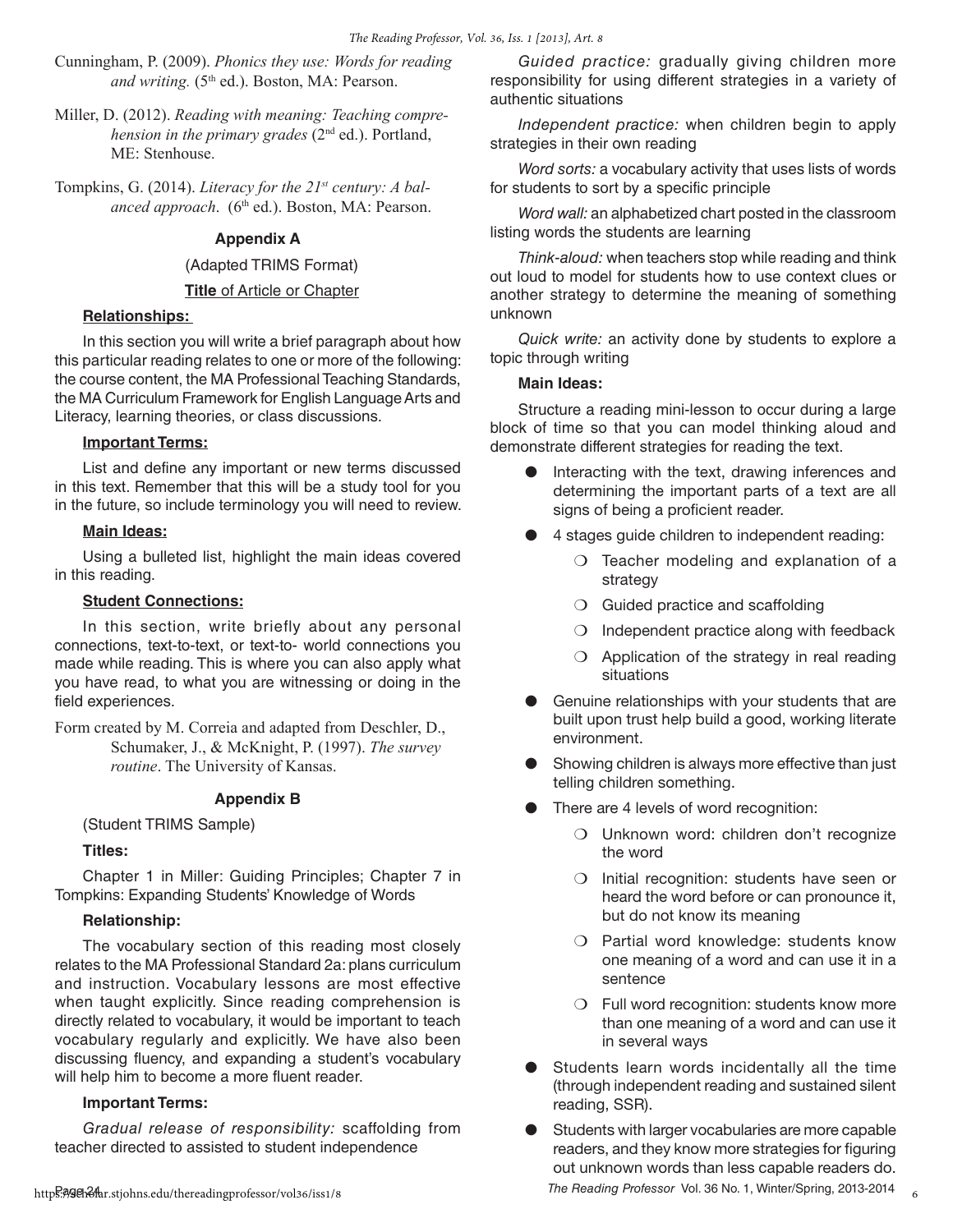Cunningham, P. (2009). *Phonics they use: Words for reading and writing.* (5th ed.). Boston, MA: Pearson.

Miller, D. (2012). *Reading with meaning: Teaching comprehension in the primary grades* (2nd ed.). Portland, ME: Stenhouse.

Tompkins, G. (2014). *Literacy for the 21st century: A balanced approach*. (6th ed.). Boston, MA: Pearson.

## Appendix A

(Adapted TRIMS Format)

**Title** of Article or Chapter

**Relationships:**

In this section you will write a brief paragraph about how this particular reading relates to one or more of the following: the course content, the MA Professional Teaching Standards, the MA Curriculum Framework for English Language Arts and Literacy, learning theories, or class discussions.

**Important Terms:**

List and define any important or new terms discussed in this text. Remember that this will be a study tool for you in the future, so include terminology you will need to review.

**Main Ideas:**

Using a bulleted list, highlight the main ideas covered in this reading.

**Student Connections:**

In this section, write briefly about any personal connections, text-to-text, or text-to- world connections you made while reading. This is where you can also apply what you have read, to what you are witnessing or doing in the field experiences.

Form created by M. Correia and adapted from Deschler, D., Schumaker, J., & McKnight, P. (1997). *The survey routine*. The University of Kansas.

## Appendix B

(Student TRIMS Sample)

**Titles:**

Chapter 1 in Miller: Guiding Principles; Chapter 7 in Tompkins: Expanding Students' Knowledge of Words

**Relationship:**

The vocabulary section of this reading most closely relates to the MA Professional Standard 2a: plans curriculum and instruction. Vocabulary lessons are most effective when taught explicitly. Since reading comprehension is directly related to vocabulary, it would be important to teach vocabulary regularly and explicitly. We have also been discussing fluency, and expanding a student's vocabulary will help him to become a more fluent reader.

**Important Terms:**

*Gradual release of responsibility:* scaffolding from teacher directed to assisted to student independence

*Guided practice:* gradually giving children more responsibility for using different strategies in a variety of authentic situations

*Independent practice:* when children begin to apply strategies in their own reading

*Word sorts:* a vocabulary activity that uses lists of words for students to sort by a specific principle

*Word wall:* an alphabetized chart posted in the classroom listing words the students are learning

*Think-aloud:* when teachers stop while reading and think out loud to model for students how to use context clues or another strategy to determine the meaning of something unknown

*Quick write:* an activity done by students to explore a topic through writing

**Main Ideas:**

Structure a reading mini-lesson to occur during a large block of time so that you can model thinking aloud and demonstrate different strategies for reading the text.

- Interacting with the text, drawing inferences and determining the important parts of a text are all signs of being a proficient reader.
- 4 stages guide children to independent reading:
  - Teacher modeling and explanation of a strategy
  - Guided practice and scaffolding
  - Independent practice along with feedback
  - Application of the strategy in real reading situations
- Genuine relationships with your students that are built upon trust help build a good, working literate environment.
- Showing children is always more effective than just telling children something.
- There are 4 levels of word recognition:
  - Unknown word: children don't recognize the word
  - Initial recognition: students have seen or heard the word before or can pronounce it, but do not know its meaning
  - Partial word knowledge: students know one meaning of a word and can use it in a sentence
  - Full word recognition: students know more than one meaning of a word and can use it in several ways
- Students learn words incidentally all the time (through independent reading and sustained silent reading, SSR).
- Students with larger vocabularies are more capable readers, and they know more strategies for figuring out unknown words than less capable readers do.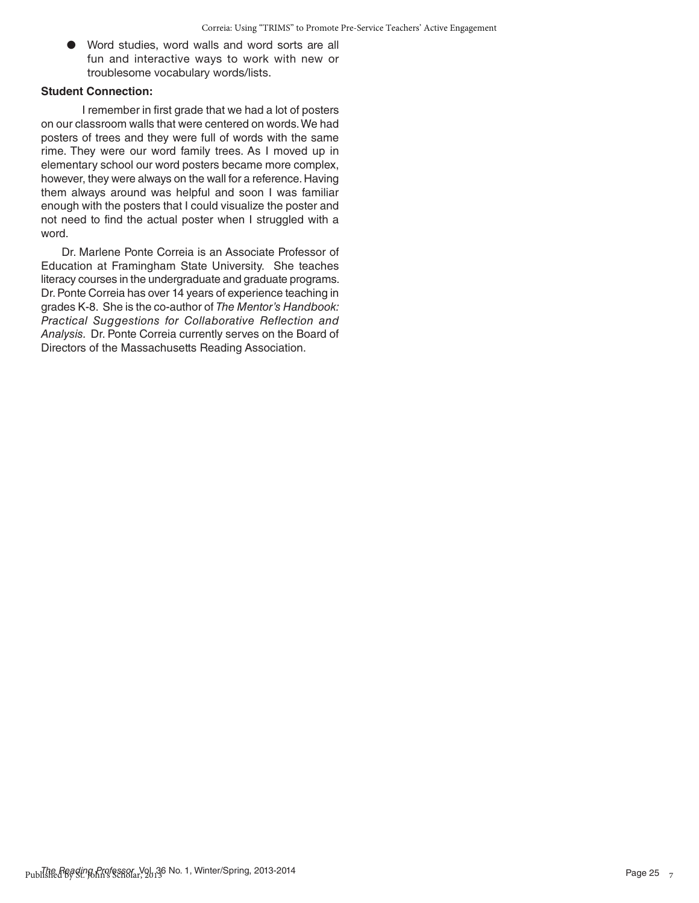- Word studies, word walls and word sorts are all fun and interactive ways to work with new or troublesome vocabulary words/lists.

**Student Connection:**

I remember in first grade that we had a lot of posters on our classroom walls that were centered on words. We had posters of trees and they were full of words with the same rime. They were our word family trees. As I moved up in elementary school our word posters became more complex, however, they were always on the wall for a reference. Having them always around was helpful and soon I was familiar enough with the posters that I could visualize the poster and not need to find the actual poster when I struggled with a word.

Dr. Marlene Ponte Correia is an Associate Professor of Education at Framingham State University. She teaches literacy courses in the undergraduate and graduate programs. Dr. Ponte Correia has over 14 years of experience teaching in grades K-8. She is the co-author of *The Mentor's Handbook: Practical Suggestions for Collaborative Reflection and Analysis.* Dr. Ponte Correia currently serves on the Board of Directors of the Massachusetts Reading Association.